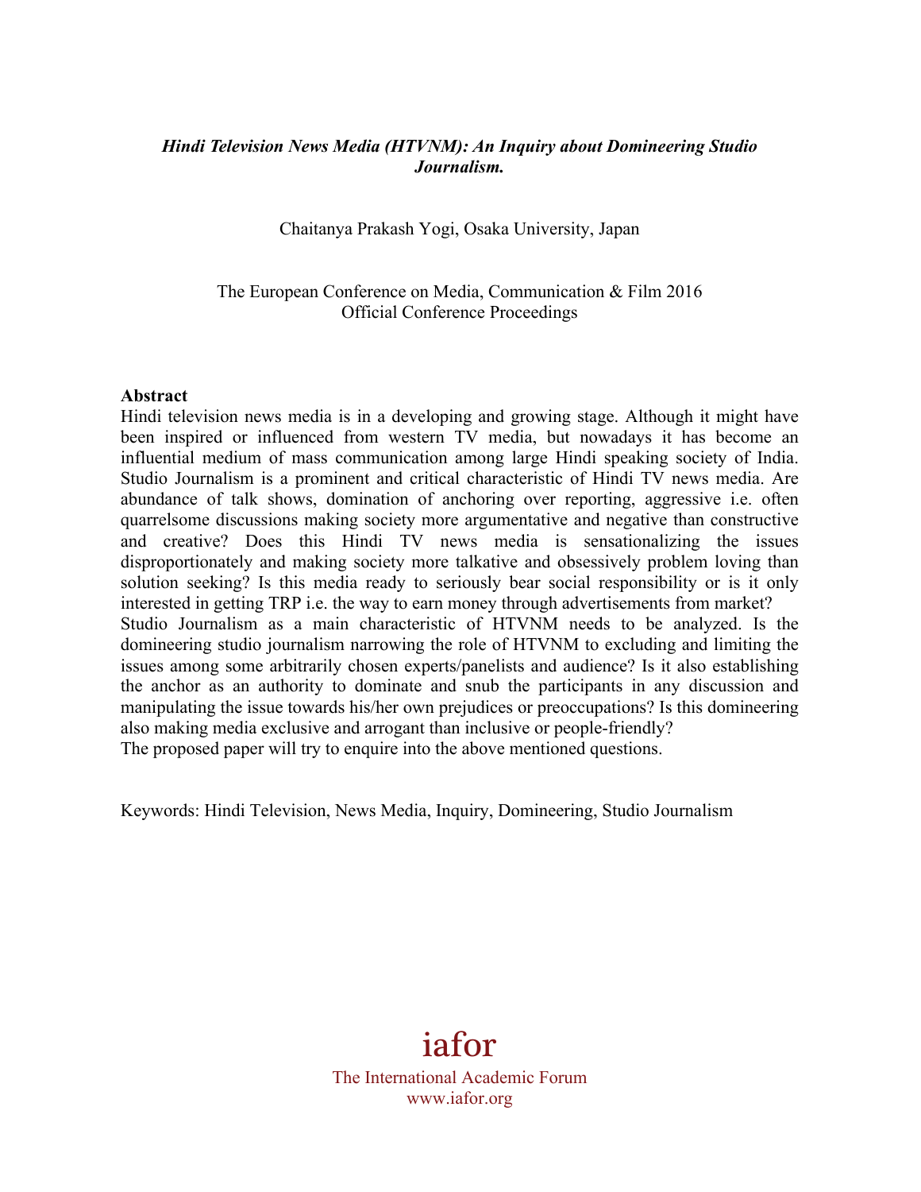***Hindi Television News Media (HTVNM): An Inquiry about Domineering Studio Journalism.***

Chaitanya Prakash Yogi, Osaka University, Japan

The European Conference on Media, Communication & Film 2016
Official Conference Proceedings

**Abstract**

Hindi television news media is in a developing and growing stage. Although it might have been inspired or influenced from western TV media, but nowadays it has become an influential medium of mass communication among large Hindi speaking society of India. Studio Journalism is a prominent and critical characteristic of Hindi TV news media. Are abundance of talk shows, domination of anchoring over reporting, aggressive i.e. often quarrelsome discussions making society more argumentative and negative than constructive and creative? Does this Hindi TV news media is sensationalizing the issues disproportionately and making society more talkative and obsessively problem loving than solution seeking? Is this media ready to seriously bear social responsibility or is it only interested in getting TRP i.e. the way to earn money through advertisements from market?
Studio Journalism as a main characteristic of HTVNM needs to be analyzed. Is the domineering studio journalism narrowing the role of HTVNM to excluding and limiting the issues among some arbitrarily chosen experts/panelists and audience? Is it also establishing the anchor as an authority to dominate and snub the participants in any discussion and manipulating the issue towards his/her own prejudices or preoccupations? Is this domineering also making media exclusive and arrogant than inclusive or people-friendly?
The proposed paper will try to enquire into the above mentioned questions.

Keywords: Hindi Television, News Media, Inquiry, Domineering, Studio Journalism

iafor
The International Academic Forum
www.iafor.org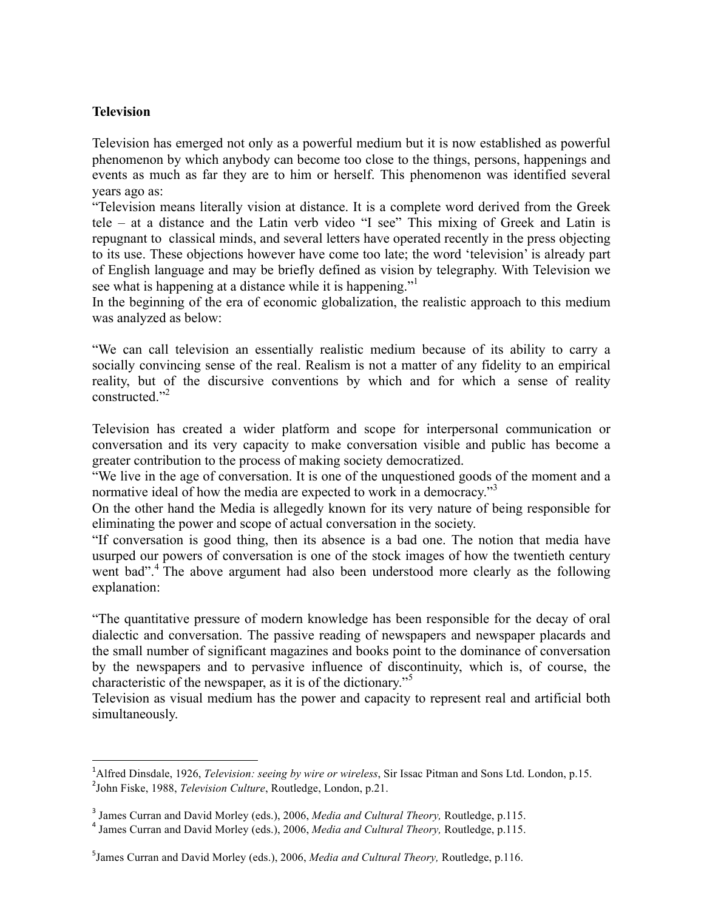**Television**

Television has emerged not only as a powerful medium but it is now established as powerful phenomenon by which anybody can become too close to the things, persons, happenings and events as much as far they are to him or herself. This phenomenon was identified several years ago as:

"Television means literally vision at distance. It is a complete word derived from the Greek tele – at a distance and the Latin verb video "I see" This mixing of Greek and Latin is repugnant to classical minds, and several letters have operated recently in the press objecting to its use. These objections however have come too late; the word 'television' is already part of English language and may be briefly defined as vision by telegraphy. With Television we see what is happening at a distance while it is happening."[1]

In the beginning of the era of economic globalization, the realistic approach to this medium was analyzed as below:

"We can call television an essentially realistic medium because of its ability to carry a socially convincing sense of the real. Realism is not a matter of any fidelity to an empirical reality, but of the discursive conventions by which and for which a sense of reality constructed."[2]

Television has created a wider platform and scope for interpersonal communication or conversation and its very capacity to make conversation visible and public has become a greater contribution to the process of making society democratized.

"We live in the age of conversation. It is one of the unquestioned goods of the moment and a normative ideal of how the media are expected to work in a democracy."[3]

On the other hand the Media is allegedly known for its very nature of being responsible for eliminating the power and scope of actual conversation in the society.

"If conversation is good thing, then its absence is a bad one. The notion that media have usurped our powers of conversation is one of the stock images of how the twentieth century went bad".[4] The above argument had also been understood more clearly as the following explanation:

"The quantitative pressure of modern knowledge has been responsible for the decay of oral dialectic and conversation. The passive reading of newspapers and newspaper placards and the small number of significant magazines and books point to the dominance of conversation by the newspapers and to pervasive influence of discontinuity, which is, of course, the characteristic of the newspaper, as it is of the dictionary."[5]

Television as visual medium has the power and capacity to represent real and artificial both simultaneously.

---

[1] Alfred Dinsdale, 1926, *Television: seeing by wire or wireless*, Sir Issac Pitman and Sons Ltd. London, p.15.

[2] John Fiske, 1988, *Television Culture*, Routledge, London, p.21.

[3] James Curran and David Morley (eds.), 2006, *Media and Cultural Theory,* Routledge, p.115.

[4] James Curran and David Morley (eds.), 2006, *Media and Cultural Theory,* Routledge, p.115.

[5] James Curran and David Morley (eds.), 2006, *Media and Cultural Theory,* Routledge, p.116.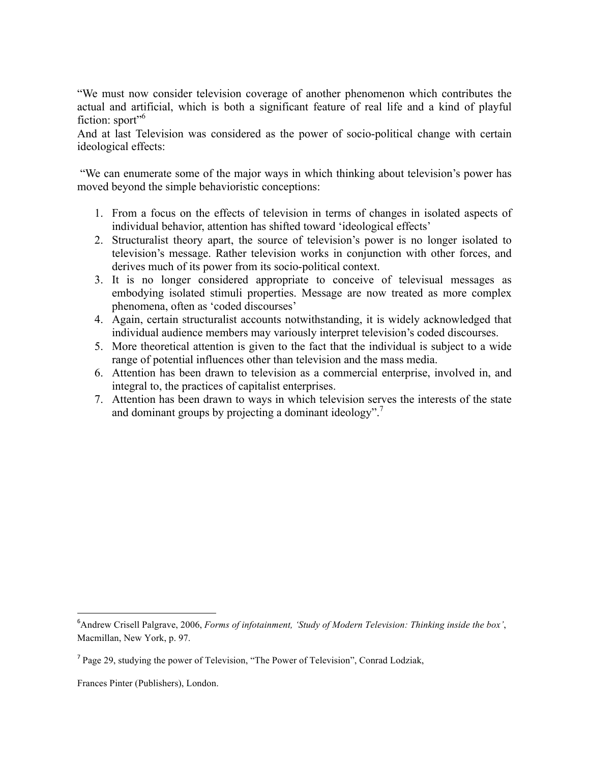"We must now consider television coverage of another phenomenon which contributes the actual and artificial, which is both a significant feature of real life and a kind of playful fiction: sport"[6]

And at last Television was considered as the power of socio-political change with certain ideological effects:

"We can enumerate some of the major ways in which thinking about television's power has moved beyond the simple behavioristic conceptions:

1. From a focus on the effects of television in terms of changes in isolated aspects of individual behavior, attention has shifted toward 'ideological effects'
2. Structuralist theory apart, the source of television's power is no longer isolated to television's message. Rather television works in conjunction with other forces, and derives much of its power from its socio-political context.
3. It is no longer considered appropriate to conceive of televisual messages as embodying isolated stimuli properties. Message are now treated as more complex phenomena, often as 'coded discourses'
4. Again, certain structuralist accounts notwithstanding, it is widely acknowledged that individual audience members may variously interpret television's coded discourses.
5. More theoretical attention is given to the fact that the individual is subject to a wide range of potential influences other than television and the mass media.
6. Attention has been drawn to television as a commercial enterprise, involved in, and integral to, the practices of capitalist enterprises.
7. Attention has been drawn to ways in which television serves the interests of the state and dominant groups by projecting a dominant ideology".[7]

---

[6] Andrew Crisell Palgrave, 2006, *Forms of infotainment, 'Study of Modern Television: Thinking inside the box'*, Macmillan, New York, p. 97.

[7] Page 29, studying the power of Television, "The Power of Television", Conrad Lodziak,

Frances Pinter (Publishers), London.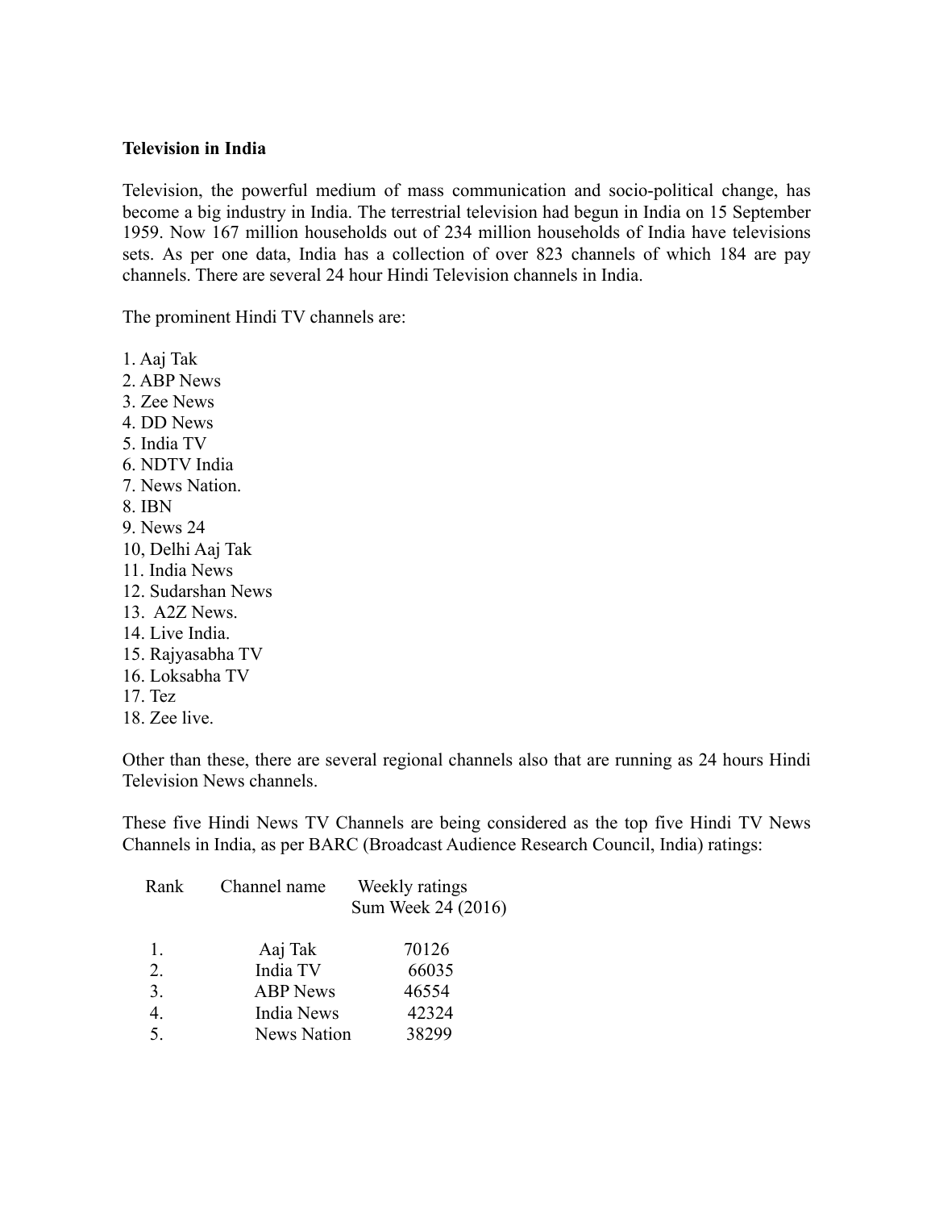**Television in India**

Television, the powerful medium of mass communication and socio-political change, has become a big industry in India. The terrestrial television had begun in India on 15 September 1959. Now 167 million households out of 234 million households of India have televisions sets. As per one data, India has a collection of over 823 channels of which 184 are pay channels. There are several 24 hour Hindi Television channels in India.

The prominent Hindi TV channels are:

1. Aaj Tak
2. ABP News
3. Zee News
4. DD News
5. India TV
6. NDTV India
7. News Nation.
8. IBN
9. News 24
10, Delhi Aaj Tak
11. India News
12. Sudarshan News
13. A2Z News.
14. Live India.
15. Rajyasabha TV
16. Loksabha TV
17. Tez
18. Zee live.

Other than these, there are several regional channels also that are running as 24 hours Hindi Television News channels.

These five Hindi News TV Channels are being considered as the top five Hindi TV News Channels in India, as per BARC (Broadcast Audience Research Council, India) ratings:

| Rank | Channel name | Weekly ratings Sum Week 24 (2016) |
|---|---|---|
| 1. | Aaj Tak | 70126 |
| 2. | India TV | 66035 |
| 3. | ABP News | 46554 |
| 4. | India News | 42324 |
| 5. | News Nation | 38299 |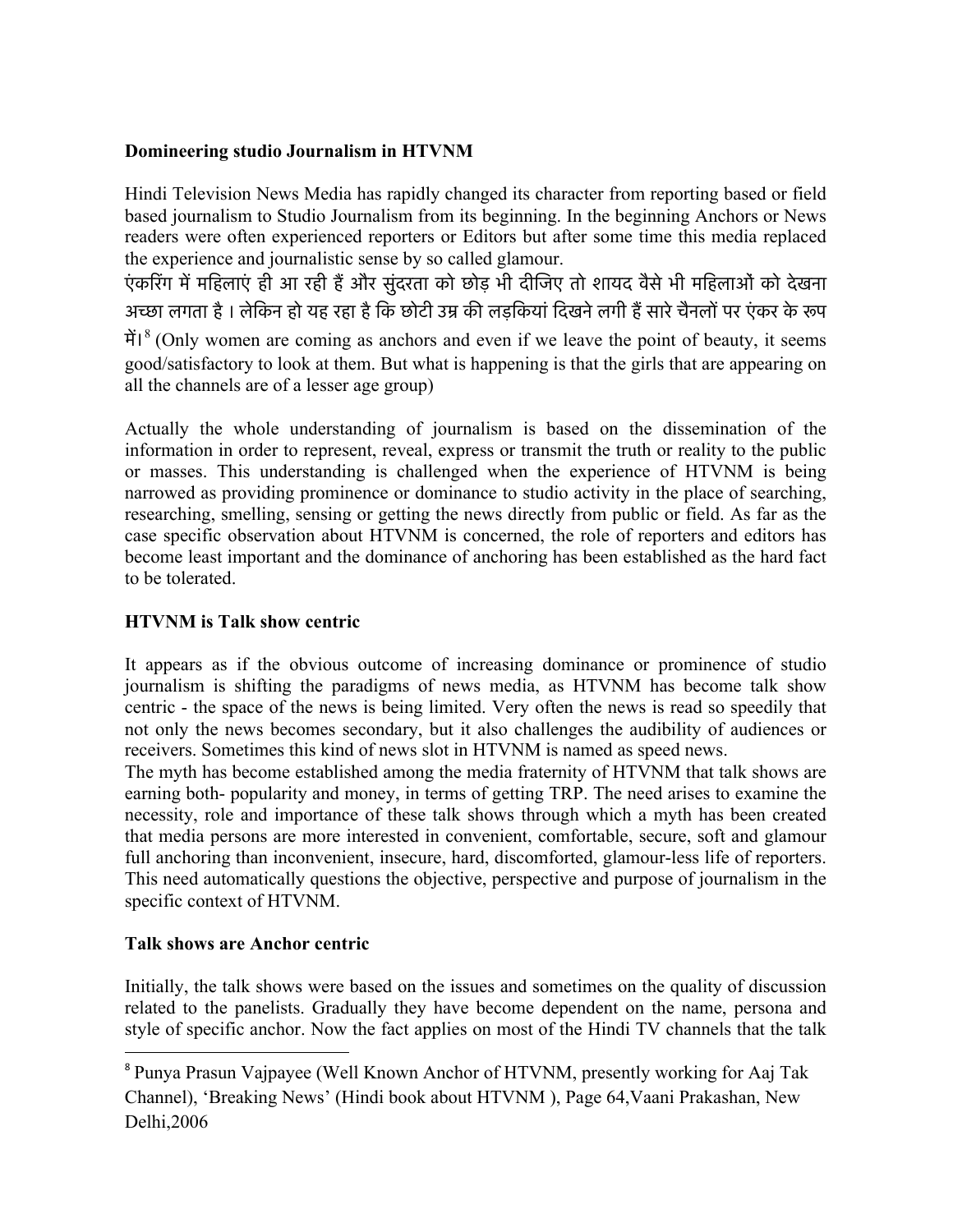**Domineering studio Journalism in HTVNM**

Hindi Television News Media has rapidly changed its character from reporting based or field based journalism to Studio Journalism from its beginning. In the beginning Anchors or News readers were often experienced reporters or Editors but after some time this media replaced the experience and journalistic sense by so called glamour.

एंकरिंग में महिलाएं ही आ रही हैं और सुंदरता को छोड़ भी दीजिए तो शायद वैसे भी महिलाओं को देखना अच्छा लगता है । लेकिन हो यह रहा है कि छोटी उम्र की लड़कियां दिखने लगी हैं सारे चैनलों पर एंकर के रूप में।[8] (Only women are coming as anchors and even if we leave the point of beauty, it seems good/satisfactory to look at them. But what is happening is that the girls that are appearing on all the channels are of a lesser age group)

Actually the whole understanding of journalism is based on the dissemination of the information in order to represent, reveal, express or transmit the truth or reality to the public or masses. This understanding is challenged when the experience of HTVNM is being narrowed as providing prominence or dominance to studio activity in the place of searching, researching, smelling, sensing or getting the news directly from public or field. As far as the case specific observation about HTVNM is concerned, the role of reporters and editors has become least important and the dominance of anchoring has been established as the hard fact to be tolerated.

**HTVNM is Talk show centric**

It appears as if the obvious outcome of increasing dominance or prominence of studio journalism is shifting the paradigms of news media, as HTVNM has become talk show centric - the space of the news is being limited. Very often the news is read so speedily that not only the news becomes secondary, but it also challenges the audibility of audiences or receivers. Sometimes this kind of news slot in HTVNM is named as speed news.

The myth has become established among the media fraternity of HTVNM that talk shows are earning both- popularity and money, in terms of getting TRP. The need arises to examine the necessity, role and importance of these talk shows through which a myth has been created that media persons are more interested in convenient, comfortable, secure, soft and glamour full anchoring than inconvenient, insecure, hard, discomforted, glamour-less life of reporters. This need automatically questions the objective, perspective and purpose of journalism in the specific context of HTVNM.

**Talk shows are Anchor centric**

Initially, the talk shows were based on the issues and sometimes on the quality of discussion related to the panelists. Gradually they have become dependent on the name, persona and style of specific anchor. Now the fact applies on most of the Hindi TV channels that the talk

---

[8] Punya Prasun Vajpayee (Well Known Anchor of HTVNM, presently working for Aaj Tak Channel), 'Breaking News' (Hindi book about HTVNM ), Page 64,Vaani Prakashan, New Delhi,2006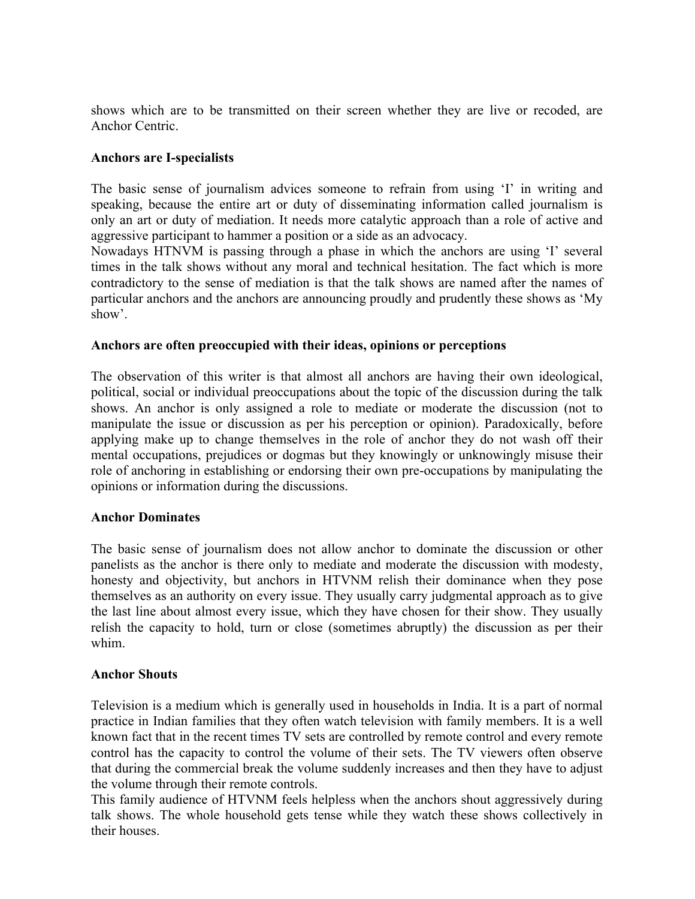shows which are to be transmitted on their screen whether they are live or recoded, are Anchor Centric.

**Anchors are I-specialists**

The basic sense of journalism advices someone to refrain from using 'I' in writing and speaking, because the entire art or duty of disseminating information called journalism is only an art or duty of mediation. It needs more catalytic approach than a role of active and aggressive participant to hammer a position or a side as an advocacy.
Nowadays HTNVM is passing through a phase in which the anchors are using 'I' several times in the talk shows without any moral and technical hesitation. The fact which is more contradictory to the sense of mediation is that the talk shows are named after the names of particular anchors and the anchors are announcing proudly and prudently these shows as 'My show'.

**Anchors are often preoccupied with their ideas, opinions or perceptions**

The observation of this writer is that almost all anchors are having their own ideological, political, social or individual preoccupations about the topic of the discussion during the talk shows. An anchor is only assigned a role to mediate or moderate the discussion (not to manipulate the issue or discussion as per his perception or opinion). Paradoxically, before applying make up to change themselves in the role of anchor they do not wash off their mental occupations, prejudices or dogmas but they knowingly or unknowingly misuse their role of anchoring in establishing or endorsing their own pre-occupations by manipulating the opinions or information during the discussions.

**Anchor Dominates**

The basic sense of journalism does not allow anchor to dominate the discussion or other panelists as the anchor is there only to mediate and moderate the discussion with modesty, honesty and objectivity, but anchors in HTVNM relish their dominance when they pose themselves as an authority on every issue. They usually carry judgmental approach as to give the last line about almost every issue, which they have chosen for their show. They usually relish the capacity to hold, turn or close (sometimes abruptly) the discussion as per their whim.

**Anchor Shouts**

Television is a medium which is generally used in households in India. It is a part of normal practice in Indian families that they often watch television with family members. It is a well known fact that in the recent times TV sets are controlled by remote control and every remote control has the capacity to control the volume of their sets. The TV viewers often observe that during the commercial break the volume suddenly increases and then they have to adjust the volume through their remote controls.
This family audience of HTVNM feels helpless when the anchors shout aggressively during talk shows. The whole household gets tense while they watch these shows collectively in their houses.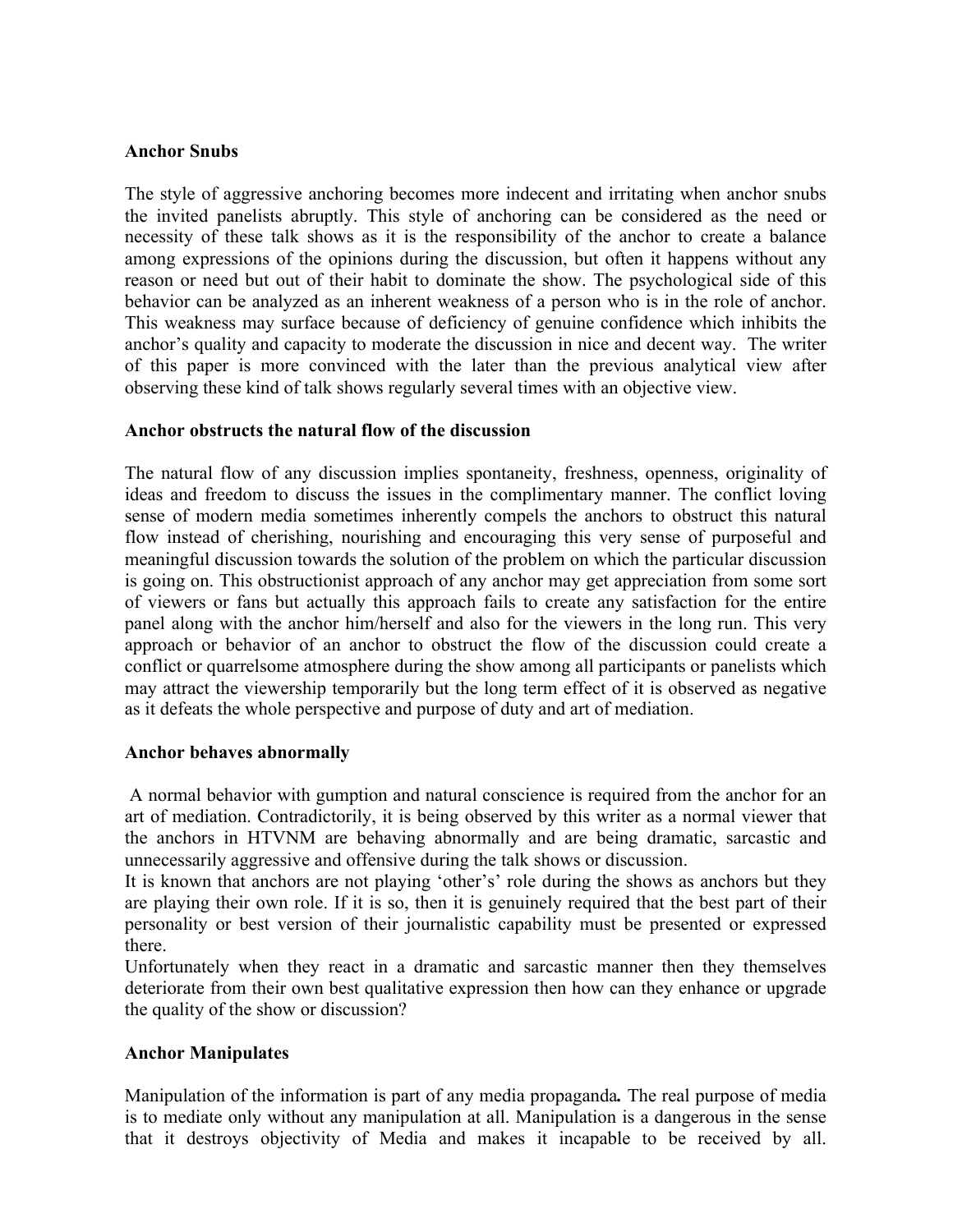**Anchor Snubs**

The style of aggressive anchoring becomes more indecent and irritating when anchor snubs the invited panelists abruptly. This style of anchoring can be considered as the need or necessity of these talk shows as it is the responsibility of the anchor to create a balance among expressions of the opinions during the discussion, but often it happens without any reason or need but out of their habit to dominate the show. The psychological side of this behavior can be analyzed as an inherent weakness of a person who is in the role of anchor. This weakness may surface because of deficiency of genuine confidence which inhibits the anchor's quality and capacity to moderate the discussion in nice and decent way. The writer of this paper is more convinced with the later than the previous analytical view after observing these kind of talk shows regularly several times with an objective view.

**Anchor obstructs the natural flow of the discussion**

The natural flow of any discussion implies spontaneity, freshness, openness, originality of ideas and freedom to discuss the issues in the complimentary manner. The conflict loving sense of modern media sometimes inherently compels the anchors to obstruct this natural flow instead of cherishing, nourishing and encouraging this very sense of purposeful and meaningful discussion towards the solution of the problem on which the particular discussion is going on. This obstructionist approach of any anchor may get appreciation from some sort of viewers or fans but actually this approach fails to create any satisfaction for the entire panel along with the anchor him/herself and also for the viewers in the long run. This very approach or behavior of an anchor to obstruct the flow of the discussion could create a conflict or quarrelsome atmosphere during the show among all participants or panelists which may attract the viewership temporarily but the long term effect of it is observed as negative as it defeats the whole perspective and purpose of duty and art of mediation.

**Anchor behaves abnormally**

A normal behavior with gumption and natural conscience is required from the anchor for an art of mediation. Contradictorily, it is being observed by this writer as a normal viewer that the anchors in HTVNM are behaving abnormally and are being dramatic, sarcastic and unnecessarily aggressive and offensive during the talk shows or discussion.

It is known that anchors are not playing 'other's' role during the shows as anchors but they are playing their own role. If it is so, then it is genuinely required that the best part of their personality or best version of their journalistic capability must be presented or expressed there.

Unfortunately when they react in a dramatic and sarcastic manner then they themselves deteriorate from their own best qualitative expression then how can they enhance or upgrade the quality of the show or discussion?

**Anchor Manipulates**

Manipulation of the information is part of any media propaganda**.** The real purpose of media is to mediate only without any manipulation at all. Manipulation is a dangerous in the sense that it destroys objectivity of Media and makes it incapable to be received by all.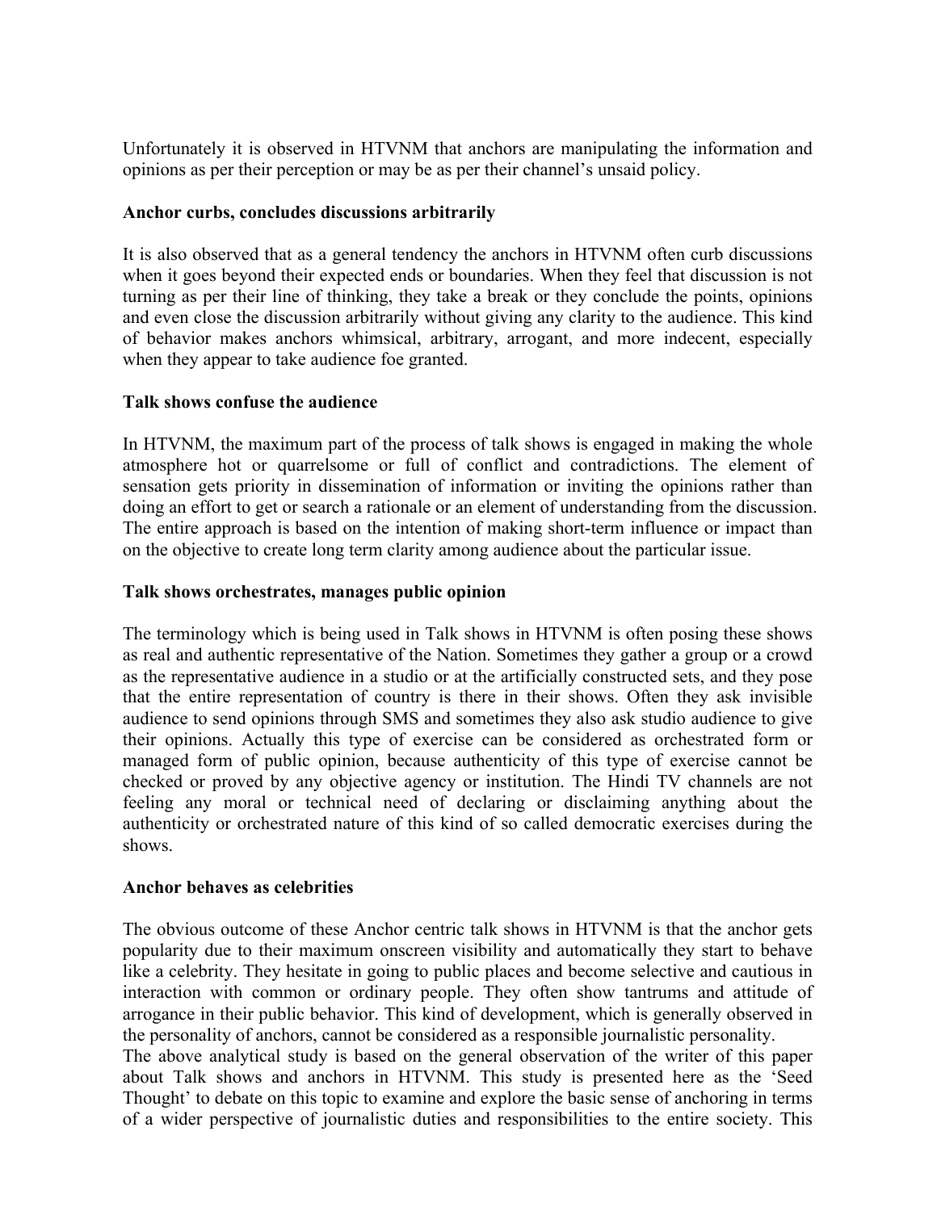Unfortunately it is observed in HTVNM that anchors are manipulating the information and opinions as per their perception or may be as per their channel's unsaid policy.

**Anchor curbs, concludes discussions arbitrarily**

It is also observed that as a general tendency the anchors in HTVNM often curb discussions when it goes beyond their expected ends or boundaries. When they feel that discussion is not turning as per their line of thinking, they take a break or they conclude the points, opinions and even close the discussion arbitrarily without giving any clarity to the audience. This kind of behavior makes anchors whimsical, arbitrary, arrogant, and more indecent, especially when they appear to take audience foe granted.

**Talk shows confuse the audience**

In HTVNM, the maximum part of the process of talk shows is engaged in making the whole atmosphere hot or quarrelsome or full of conflict and contradictions. The element of sensation gets priority in dissemination of information or inviting the opinions rather than doing an effort to get or search a rationale or an element of understanding from the discussion. The entire approach is based on the intention of making short-term influence or impact than on the objective to create long term clarity among audience about the particular issue.

**Talk shows orchestrates, manages public opinion**

The terminology which is being used in Talk shows in HTVNM is often posing these shows as real and authentic representative of the Nation. Sometimes they gather a group or a crowd as the representative audience in a studio or at the artificially constructed sets, and they pose that the entire representation of country is there in their shows. Often they ask invisible audience to send opinions through SMS and sometimes they also ask studio audience to give their opinions. Actually this type of exercise can be considered as orchestrated form or managed form of public opinion, because authenticity of this type of exercise cannot be checked or proved by any objective agency or institution. The Hindi TV channels are not feeling any moral or technical need of declaring or disclaiming anything about the authenticity or orchestrated nature of this kind of so called democratic exercises during the shows.

**Anchor behaves as celebrities**

The obvious outcome of these Anchor centric talk shows in HTVNM is that the anchor gets popularity due to their maximum onscreen visibility and automatically they start to behave like a celebrity. They hesitate in going to public places and become selective and cautious in interaction with common or ordinary people. They often show tantrums and attitude of arrogance in their public behavior. This kind of development, which is generally observed in the personality of anchors, cannot be considered as a responsible journalistic personality.

The above analytical study is based on the general observation of the writer of this paper about Talk shows and anchors in HTVNM. This study is presented here as the 'Seed Thought' to debate on this topic to examine and explore the basic sense of anchoring in terms of a wider perspective of journalistic duties and responsibilities to the entire society. This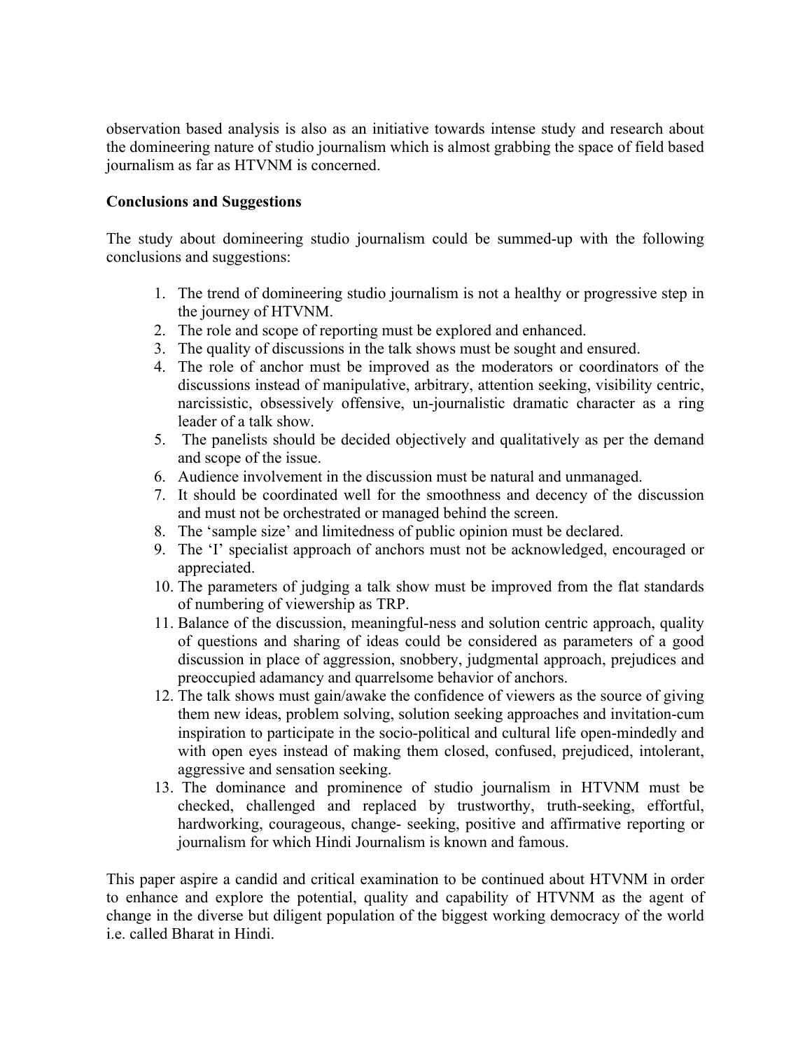observation based analysis is also as an initiative towards intense study and research about the domineering nature of studio journalism which is almost grabbing the space of field based journalism as far as HTVNM is concerned.

**Conclusions and Suggestions**

The study about domineering studio journalism could be summed-up with the following conclusions and suggestions:

1. The trend of domineering studio journalism is not a healthy or progressive step in the journey of HTVNM.
2. The role and scope of reporting must be explored and enhanced.
3. The quality of discussions in the talk shows must be sought and ensured.
4. The role of anchor must be improved as the moderators or coordinators of the discussions instead of manipulative, arbitrary, attention seeking, visibility centric, narcissistic, obsessively offensive, un-journalistic dramatic character as a ring leader of a talk show.
5. The panelists should be decided objectively and qualitatively as per the demand and scope of the issue.
6. Audience involvement in the discussion must be natural and unmanaged.
7. It should be coordinated well for the smoothness and decency of the discussion and must not be orchestrated or managed behind the screen.
8. The 'sample size' and limitedness of public opinion must be declared.
9. The 'I' specialist approach of anchors must not be acknowledged, encouraged or appreciated.
10. The parameters of judging a talk show must be improved from the flat standards of numbering of viewership as TRP.
11. Balance of the discussion, meaningful-ness and solution centric approach, quality of questions and sharing of ideas could be considered as parameters of a good discussion in place of aggression, snobbery, judgmental approach, prejudices and preoccupied adamancy and quarrelsome behavior of anchors.
12. The talk shows must gain/awake the confidence of viewers as the source of giving them new ideas, problem solving, solution seeking approaches and invitation-cum inspiration to participate in the socio-political and cultural life open-mindedly and with open eyes instead of making them closed, confused, prejudiced, intolerant, aggressive and sensation seeking.
13. The dominance and prominence of studio journalism in HTVNM must be checked, challenged and replaced by trustworthy, truth-seeking, effortful, hardworking, courageous, change- seeking, positive and affirmative reporting or journalism for which Hindi Journalism is known and famous.

This paper aspire a candid and critical examination to be continued about HTVNM in order to enhance and explore the potential, quality and capability of HTVNM as the agent of change in the diverse but diligent population of the biggest working democracy of the world i.e. called Bharat in Hindi.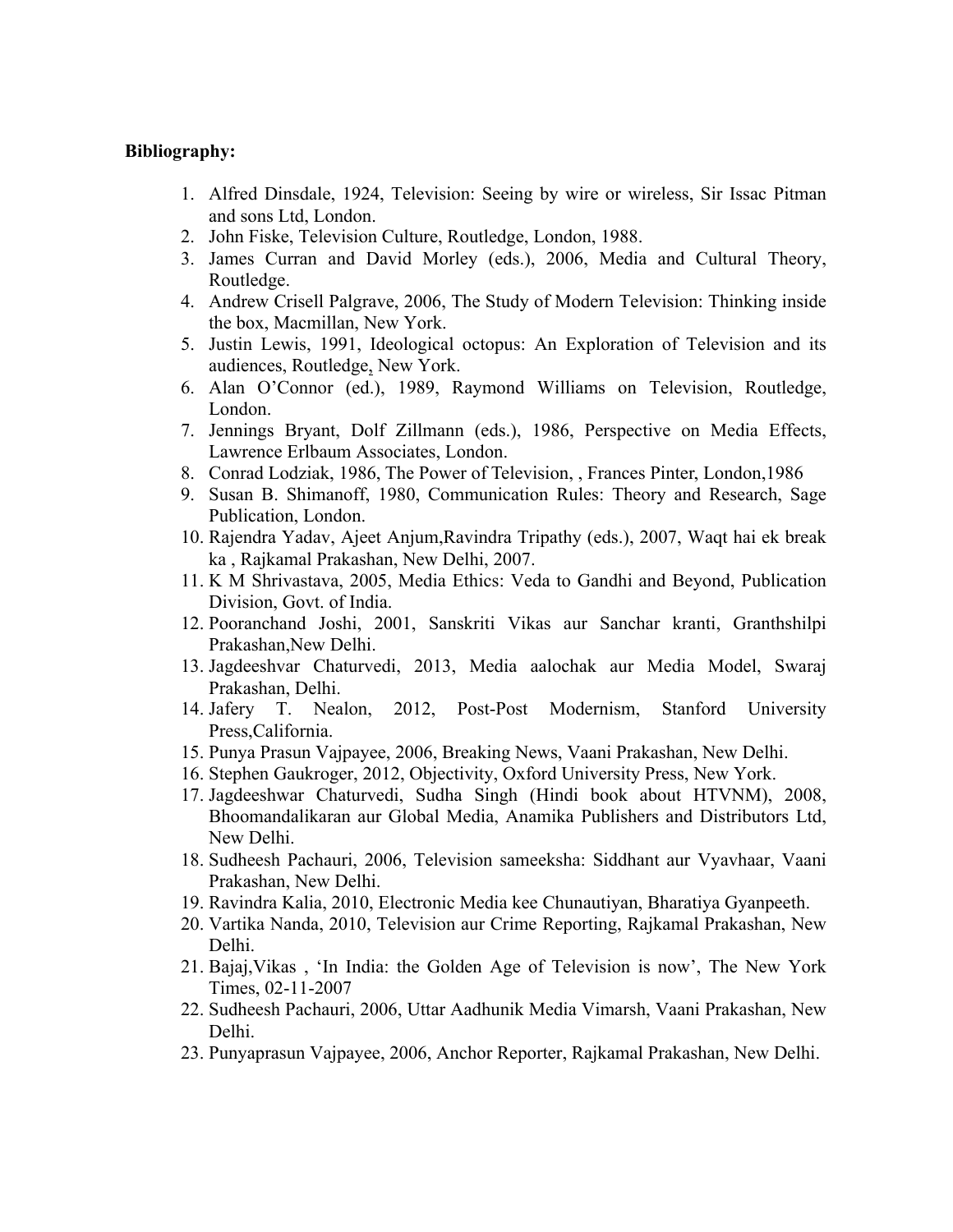**Bibliography:**

1. Alfred Dinsdale, 1924, Television: Seeing by wire or wireless, Sir Issac Pitman and sons Ltd, London.
2. John Fiske, Television Culture, Routledge, London, 1988.
3. James Curran and David Morley (eds.), 2006, Media and Cultural Theory, Routledge.
4. Andrew Crisell Palgrave, 2006, The Study of Modern Television: Thinking inside the box, Macmillan, New York.
5. Justin Lewis, 1991, Ideological octopus: An Exploration of Television and its audiences, Routledge, New York.
6. Alan O'Connor (ed.), 1989, Raymond Williams on Television, Routledge, London.
7. Jennings Bryant, Dolf Zillmann (eds.), 1986, Perspective on Media Effects, Lawrence Erlbaum Associates, London.
8. Conrad Lodziak, 1986, The Power of Television, , Frances Pinter, London,1986
9. Susan B. Shimanoff, 1980, Communication Rules: Theory and Research, Sage Publication, London.
10. Rajendra Yadav, Ajeet Anjum,Ravindra Tripathy (eds.), 2007, Waqt hai ek break ka , Rajkamal Prakashan, New Delhi, 2007.
11. K M Shrivastava, 2005, Media Ethics: Veda to Gandhi and Beyond, Publication Division, Govt. of India.
12. Pooranchand Joshi, 2001, Sanskriti Vikas aur Sanchar kranti, Granthshilpi Prakashan,New Delhi.
13. Jagdeeshvar Chaturvedi, 2013, Media aalochak aur Media Model, Swaraj Prakashan, Delhi.
14. Jafery T. Nealon, 2012, Post-Post Modernism, Stanford University Press,California.
15. Punya Prasun Vajpayee, 2006, Breaking News, Vaani Prakashan, New Delhi.
16. Stephen Gaukroger, 2012, Objectivity, Oxford University Press, New York.
17. Jagdeeshwar Chaturvedi, Sudha Singh (Hindi book about HTVNM), 2008, Bhoomandalikaran aur Global Media, Anamika Publishers and Distributors Ltd, New Delhi.
18. Sudheesh Pachauri, 2006, Television sameeksha: Siddhant aur Vyavhaar, Vaani Prakashan, New Delhi.
19. Ravindra Kalia, 2010, Electronic Media kee Chunautiyan, Bharatiya Gyanpeeth.
20. Vartika Nanda, 2010, Television aur Crime Reporting, Rajkamal Prakashan, New Delhi.
21. Bajaj,Vikas , 'In India: the Golden Age of Television is now', The New York Times, 02-11-2007
22. Sudheesh Pachauri, 2006, Uttar Aadhunik Media Vimarsh, Vaani Prakashan, New Delhi.
23. Punyaprasun Vajpayee, 2006, Anchor Reporter, Rajkamal Prakashan, New Delhi.